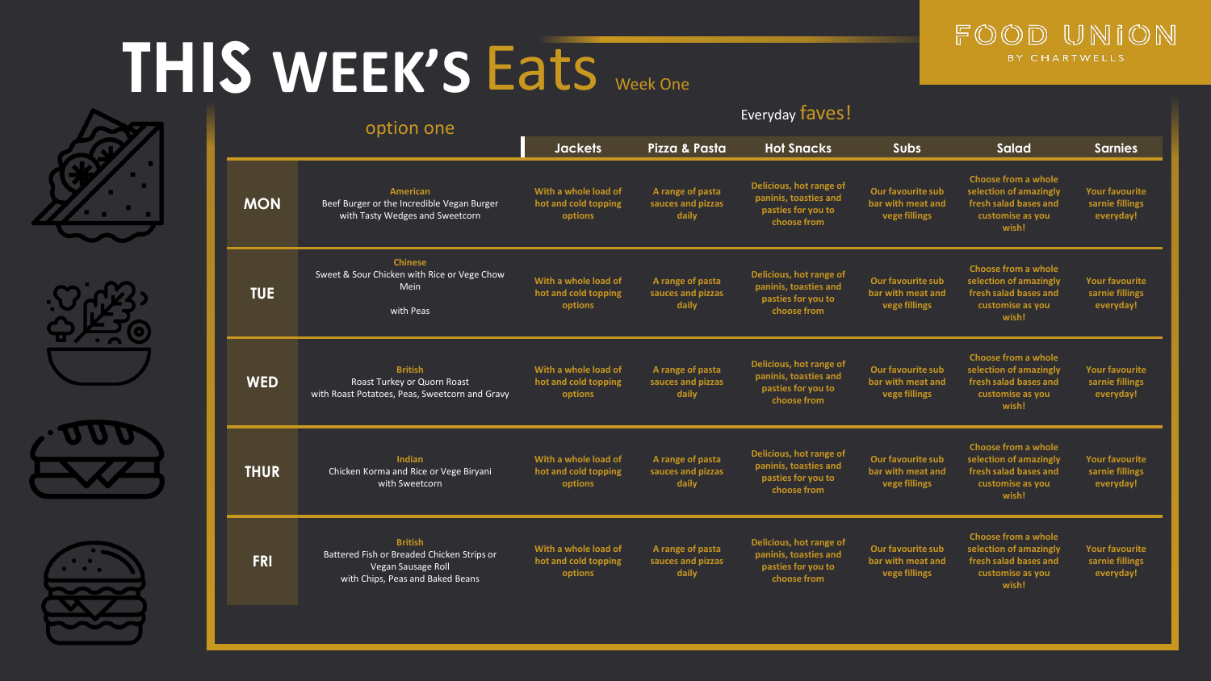# THIS WEEK'S Eats

Week One

FOOD UNION BY CHARTWELLS

| | option one | Jackets | Pizza & Pasta | Hot Snacks | Subs | Salad | Sarnies |
|---|---|---|---|---|---|---|---|
| | | Everyday faves! | | | | | |
| **MON** | **American** Beef Burger or the Incredible Vegan Burger with Tasty Wedges and Sweetcorn | With a whole load of hot and cold topping options | A range of pasta sauces and pizzas daily | Delicious, hot range of paninis, toasties and pasties for you to choose from | Our favourite sub bar with meat and vege fillings | Choose from a whole selection of amazingly fresh salad bases and customise as you wish! | Your favourite sarnie fillings everyday! |
| **TUE** | **Chinese** Sweet & Sour Chicken with Rice or Vege Chow Mein with Peas | With a whole load of hot and cold topping options | A range of pasta sauces and pizzas daily | Delicious, hot range of paninis, toasties and pasties for you to choose from | Our favourite sub bar with meat and vege fillings | Choose from a whole selection of amazingly fresh salad bases and customise as you wish! | Your favourite sarnie fillings everyday! |
| **WED** | **British** Roast Turkey or Quorn Roast with Roast Potatoes, Peas, Sweetcorn and Gravy | With a whole load of hot and cold topping options | A range of pasta sauces and pizzas daily | Delicious, hot range of paninis, toasties and pasties for you to choose from | Our favourite sub bar with meat and vege fillings | Choose from a whole selection of amazingly fresh salad bases and customise as you wish! | Your favourite sarnie fillings everyday! |
| **THUR** | **Indian** Chicken Korma and Rice or Vege Biryani with Sweetcorn | With a whole load of hot and cold topping options | A range of pasta sauces and pizzas daily | Delicious, hot range of paninis, toasties and pasties for you to choose from | Our favourite sub bar with meat and vege fillings | Choose from a whole selection of amazingly fresh salad bases and customise as you wish! | Your favourite sarnie fillings everyday! |
| **FRI** | **British** Battered Fish or Breaded Chicken Strips or Vegan Sausage Roll with Chips, Peas and Baked Beans | With a whole load of hot and cold topping options | A range of pasta sauces and pizzas daily | Delicious, hot range of paninis, toasties and pasties for you to choose from | Our favourite sub bar with meat and vege fillings | Choose from a whole selection of amazingly fresh salad bases and customise as you wish! | Your favourite sarnie fillings everyday! |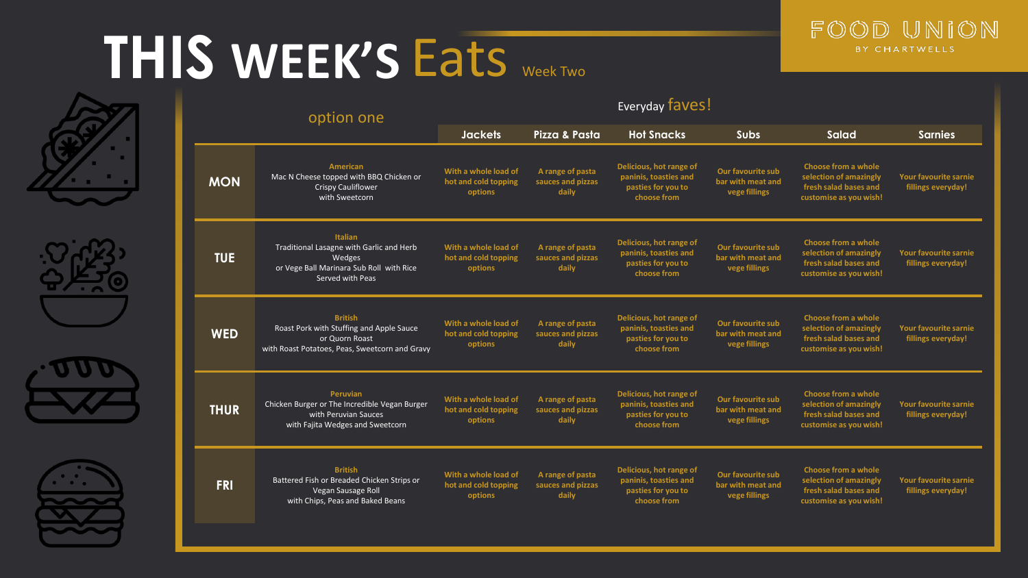# THIS WEEK'S Eats

Week Two

FOOD UNION BY CHARTWELLS

| | option one | Everyday faves! | | | | | |
|---|---|---|---|---|---|---|---|
| | | Jackets | Pizza & Pasta | Hot Snacks | Subs | Salad | Sarnies |
| MON | **American**<br>Mac N Cheese topped with BBQ Chicken or Crispy Cauliflower with Sweetcorn | With a whole load of hot and cold topping options | A range of pasta sauces and pizzas daily | Delicious, hot range of paninis, toasties and pasties for you to choose from | Our favourite sub bar with meat and vege fillings | Choose from a whole selection of amazingly fresh salad bases and customise as you wish! | Your favourite sarnie fillings everyday! |
| TUE | **Italian**<br>Traditional Lasagne with Garlic and Herb Wedges or Vege Ball Marinara Sub Roll with Rice Served with Peas | With a whole load of hot and cold topping options | A range of pasta sauces and pizzas daily | Delicious, hot range of paninis, toasties and pasties for you to choose from | Our favourite sub bar with meat and vege fillings | Choose from a whole selection of amazingly fresh salad bases and customise as you wish! | Your favourite sarnie fillings everyday! |
| WED | **British**<br>Roast Pork with Stuffing and Apple Sauce or Quorn Roast with Roast Potatoes, Peas, Sweetcorn and Gravy | With a whole load of hot and cold topping options | A range of pasta sauces and pizzas daily | Delicious, hot range of paninis, toasties and pasties for you to choose from | Our favourite sub bar with meat and vege fillings | Choose from a whole selection of amazingly fresh salad bases and customise as you wish! | Your favourite sarnie fillings everyday! |
| THUR | **Peruvian**<br>Chicken Burger or The Incredible Vegan Burger with Peruvian Sauces with Fajita Wedges and Sweetcorn | With a whole load of hot and cold topping options | A range of pasta sauces and pizzas daily | Delicious, hot range of paninis, toasties and pasties for you to choose from | Our favourite sub bar with meat and vege fillings | Choose from a whole selection of amazingly fresh salad bases and customise as you wish! | Your favourite sarnie fillings everyday! |
| FRI | **British**<br>Battered Fish or Breaded Chicken Strips or Vegan Sausage Roll with Chips, Peas and Baked Beans | With a whole load of hot and cold topping options | A range of pasta sauces and pizzas daily | Delicious, hot range of paninis, toasties and pasties for you to choose from | Our favourite sub bar with meat and vege fillings | Choose from a whole selection of amazingly fresh salad bases and customise as you wish! | Your favourite sarnie fillings everyday! |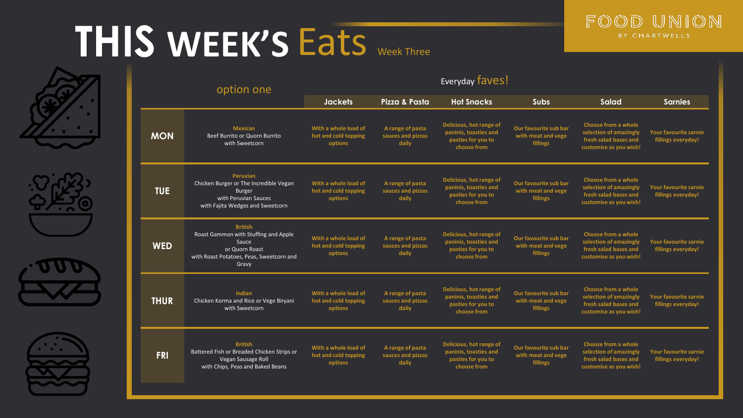# THIS WEEK'S Eats

Week Three

FOOD UNION BY CHARTWELLS

| | option one | Everyday faves! | | | | | |
|---|---|---|---|---|---|---|---|
| | | Jackets | Pizza & Pasta | Hot Snacks | Subs | Salad | Sarnies |
| **MON** | **Mexican**<br>Beef Burrito or Quorn Burrito with Sweetcorn | With a whole load of hot and cold topping options | A range of pasta sauces and pizzas daily | Delicious, hot range of paninis, toasties and pasties for you to choose from | Our favourite sub bar with meat and vege fillings | Choose from a whole selection of amazingly fresh salad bases and customise as you wish! | Your favourite sarnie fillings everyday! |
| **TUE** | **Peruvian**<br>Chicken Burger or The Incredible Vegan Burger with Peruvian Sauces with Fajita Wedges and Sweetcorn | With a whole load of hot and cold topping options | A range of pasta sauces and pizzas daily | Delicious, hot range of paninis, toasties and pasties for you to choose from | Our favourite sub bar with meat and vege fillings | Choose from a whole selection of amazingly fresh salad bases and customise as you wish! | Your favourite sarnie fillings everyday! |
| **WED** | **British**<br>Roast Gammon with Stuffing and Apple Sauce or Quorn Roast with Roast Potatoes, Peas, Sweetcorn and Gravy | With a whole load of hot and cold topping options | A range of pasta sauces and pizzas daily | Delicious, hot range of paninis, toasties and pasties for you to choose from | Our favourite sub bar with meat and vege fillings | Choose from a whole selection of amazingly fresh salad bases and customise as you wish! | Your favourite sarnie fillings everyday! |
| **THUR** | **Indian**<br>Chicken Korma and Rice or Vege Biryani with Sweetcorn | With a whole load of hot and cold topping options | A range of pasta sauces and pizzas daily | Delicious, hot range of paninis, toasties and pasties for you to choose from | Our favourite sub bar with meat and vege fillings | Choose from a whole selection of amazingly fresh salad bases and customise as you wish! | Your favourite sarnie fillings everyday! |
| **FRI** | **British**<br>Battered Fish or Breaded Chicken Strips or Vegan Sausage Roll with Chips, Peas and Baked Beans | With a whole load of hot and cold topping options | A range of pasta sauces and pizzas daily | Delicious, hot range of paninis, toasties and pasties for you to choose from | Our favourite sub bar with meat and vege fillings | Choose from a whole selection of amazingly fresh salad bases and customise as you wish! | Your favourite sarnie fillings everyday! |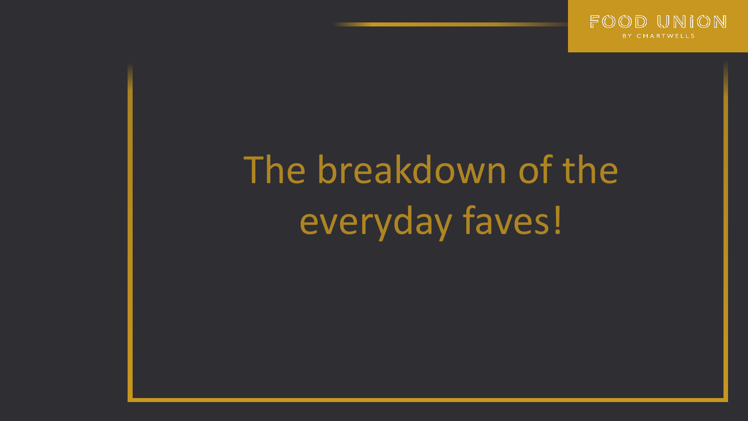# The breakdown of the everyday faves!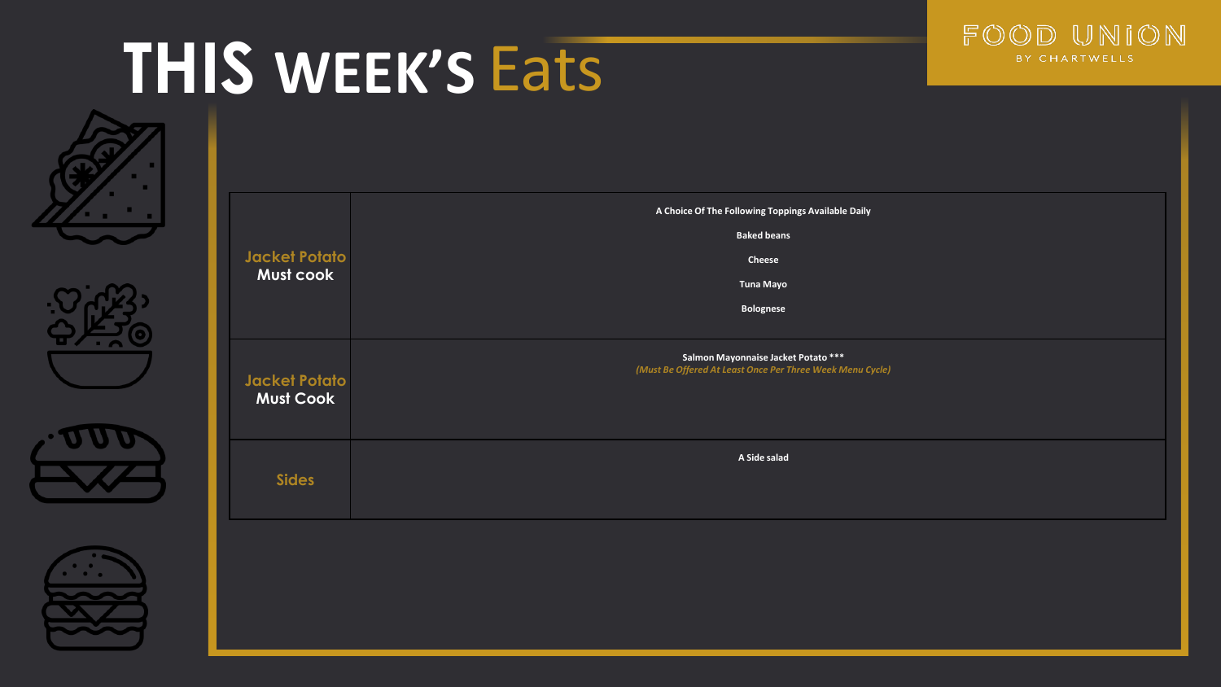# THIS WEEK'S Eats

FOOD UNION BY CHARTWELLS

| | |
|---|---|
| **Jacket Potato** Must cook | **A Choice Of The Following Toppings Available Daily**<br><br>**Baked beans**<br><br>**Cheese**<br><br>**Tuna Mayo**<br><br>**Bolognese** |
| **Jacket Potato** Must Cook | **Salmon Mayonnaise Jacket Potato *****<br>*(Must Be Offered At Least Once Per Three Week Menu Cycle)* |
| **Sides** | **A Side salad** |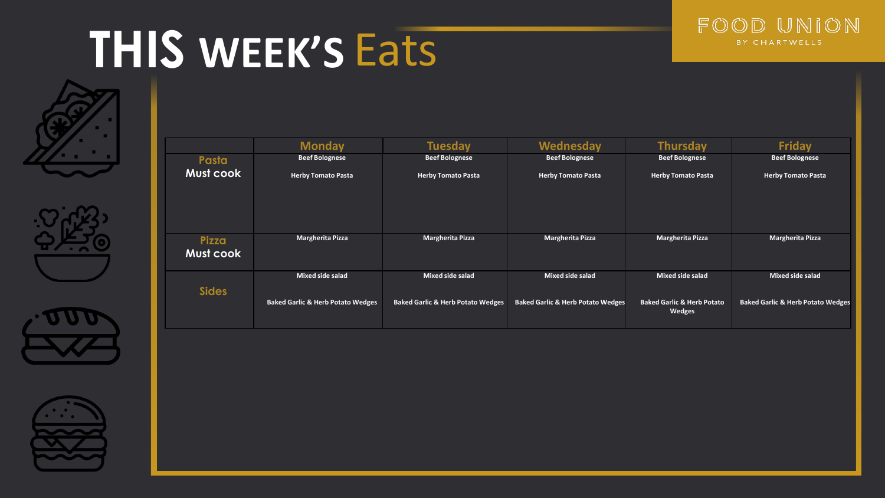# THIS WEEK'S Eats

FOOD UNION BY CHARTWELLS

| | Monday | Tuesday | Wednesday | Thursday | Friday |
|---|---|---|---|---|---|
| Pasta Must cook | Beef Bolognese<br><br>Herby Tomato Pasta | Beef Bolognese<br><br>Herby Tomato Pasta | Beef Bolognese<br><br>Herby Tomato Pasta | Beef Bolognese<br><br>Herby Tomato Pasta | Beef Bolognese<br><br>Herby Tomato Pasta |
| Pizza Must cook | Margherita Pizza | Margherita Pizza | Margherita Pizza | Margherita Pizza | Margherita Pizza |
| Sides | Mixed side salad<br><br>Baked Garlic & Herb Potato Wedges | Mixed side salad<br><br>Baked Garlic & Herb Potato Wedges | Mixed side salad<br><br>Baked Garlic & Herb Potato Wedges | Mixed side salad<br><br>Baked Garlic & Herb Potato Wedges | Mixed side salad<br><br>Baked Garlic & Herb Potato Wedges |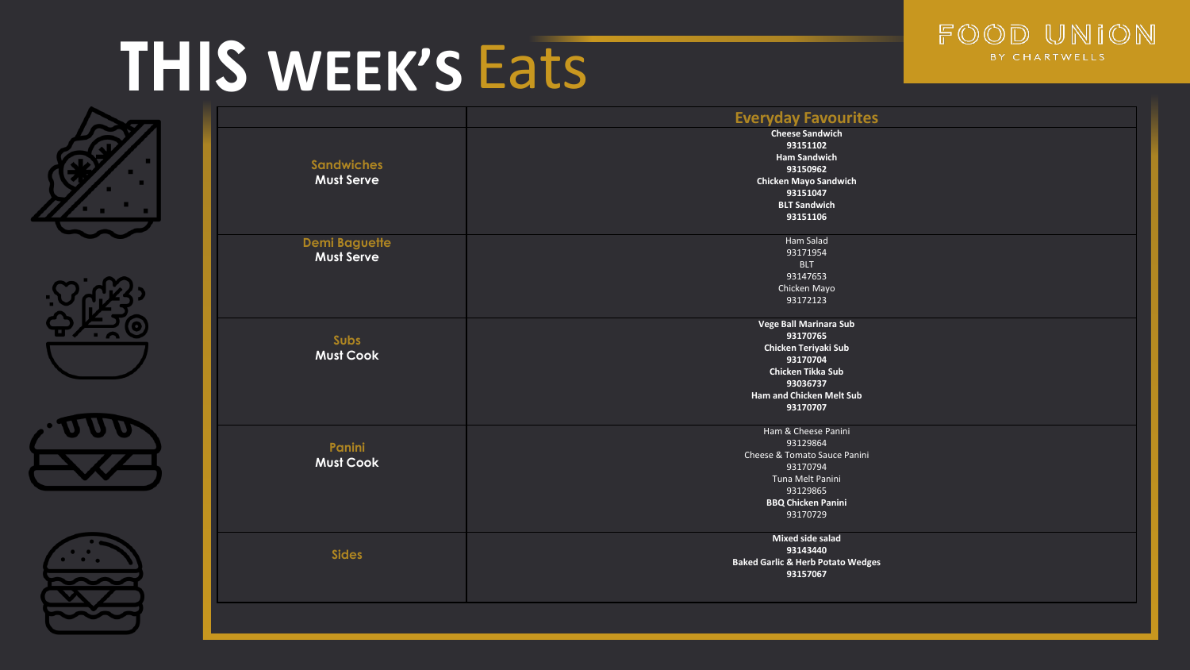# THIS WEEK'S Eats

FOOD UNION BY CHARTWELLS

| | Everyday Favourites |
|---|---|
| Sandwiches<br>**Must Serve** | **Cheese Sandwich**<br>**93151102**<br>**Ham Sandwich**<br>**93150962**<br>**Chicken Mayo Sandwich**<br>**93151047**<br>**BLT Sandwich**<br>**93151106** |
| Demi Baguette<br>**Must Serve** | Ham Salad<br>93171954<br>BLT<br>93147653<br>Chicken Mayo<br>93172123 |
| Subs<br>**Must Cook** | **Vege Ball Marinara Sub**<br>**93170765**<br>**Chicken Teriyaki Sub**<br>**93170704**<br>**Chicken Tikka Sub**<br>**93036737**<br>**Ham and Chicken Melt Sub**<br>**93170707** |
| Panini<br>**Must Cook** | Ham & Cheese Panini<br>93129864<br>Cheese & Tomato Sauce Panini<br>93170794<br>Tuna Melt Panini<br>93129865<br>**BBQ Chicken Panini**<br>93170729 |
| Sides | **Mixed side salad**<br>**93143440**<br>**Baked Garlic & Herb Potato Wedges**<br>**93157067** |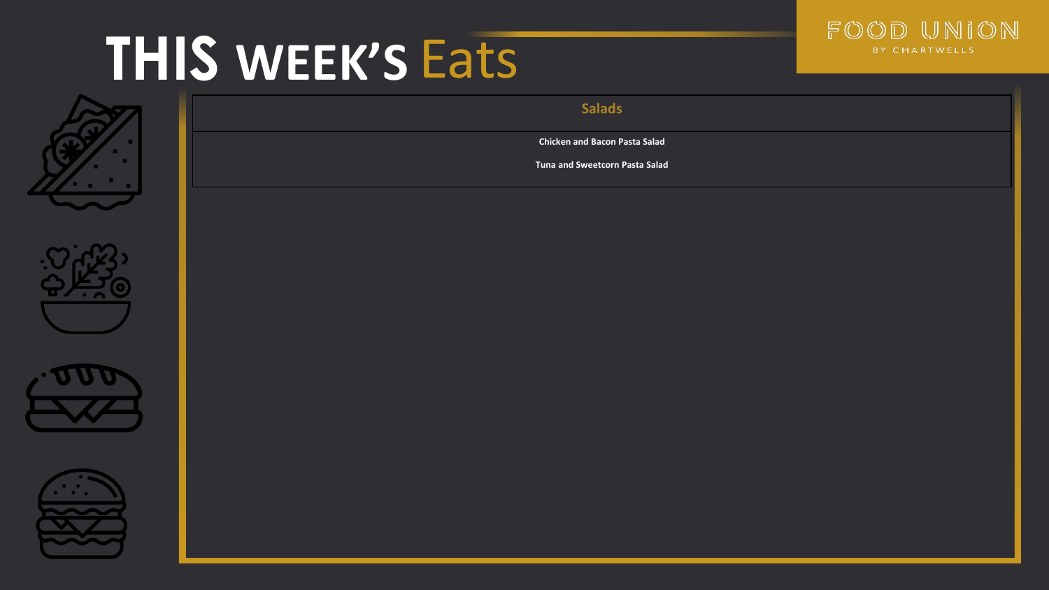# THIS WEEK'S Eats

FOOD UNION
BY CHARTWELLS

| Salads |
| --- |
| **Chicken and Bacon Pasta Salad**<br><br>**Tuna and Sweetcorn Pasta Salad** |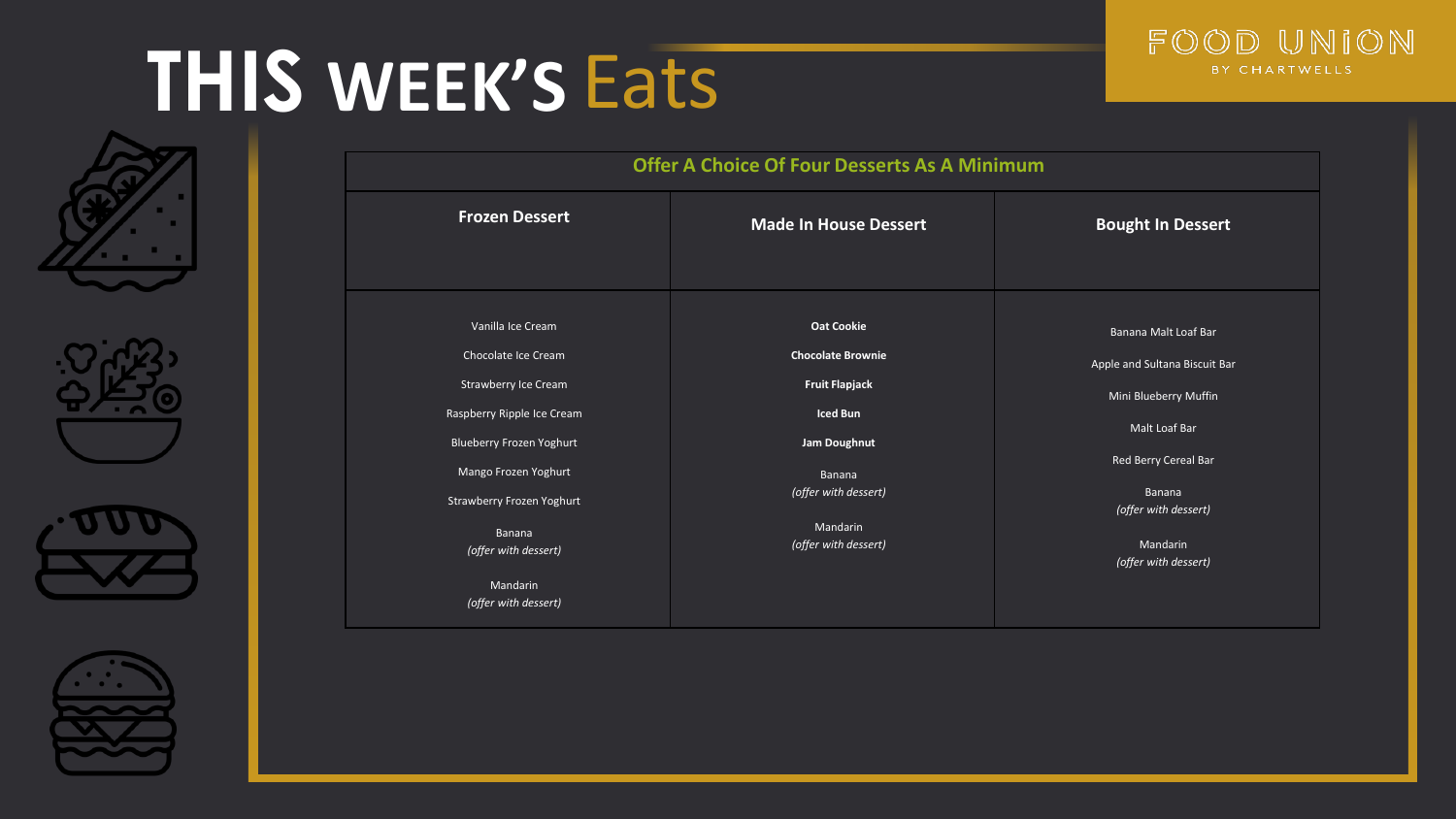# THIS WEEK'S Eats

FOOD UNION BY CHARTWELLS

| Offer A Choice Of Four Desserts As A Minimum | | |
|---|---|---|
| **Frozen Dessert** | **Made In House Dessert** | **Bought In Dessert** |
| Vanilla Ice Cream | **Oat Cookie** | Banana Malt Loaf Bar |
| Chocolate Ice Cream | **Chocolate Brownie** | Apple and Sultana Biscuit Bar |
| Strawberry Ice Cream | **Fruit Flapjack** | Mini Blueberry Muffin |
| Raspberry Ripple Ice Cream | **Iced Bun** | Malt Loaf Bar |
| Blueberry Frozen Yoghurt | **Jam Doughnut** | Red Berry Cereal Bar |
| Mango Frozen Yoghurt | Banana *(offer with dessert)* | Banana *(offer with dessert)* |
| Strawberry Frozen Yoghurt | Mandarin *(offer with dessert)* | Mandarin *(offer with dessert)* |
| Banana *(offer with dessert)* | | |
| Mandarin *(offer with dessert)* | | |